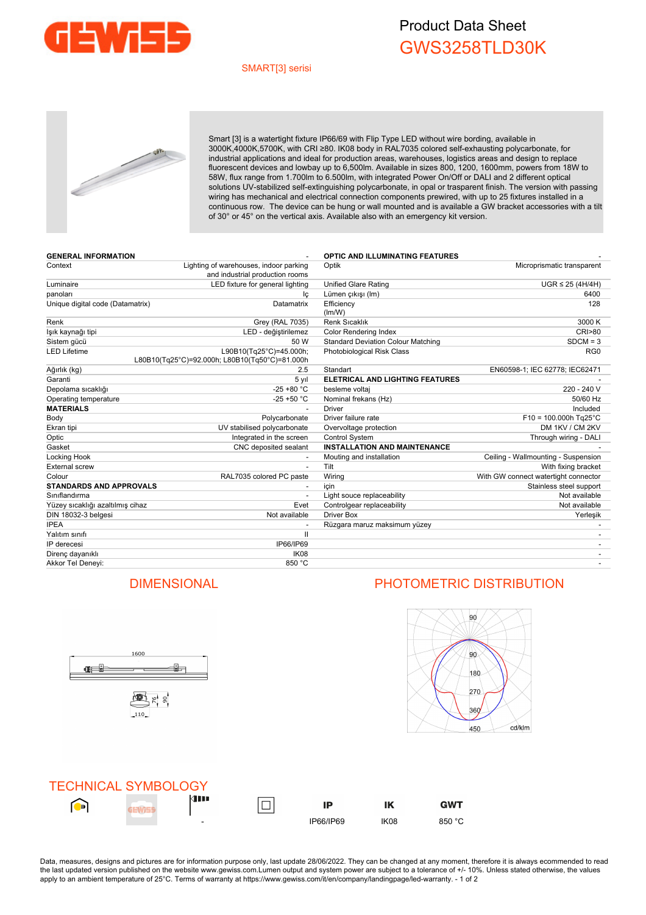# Product Data Sheet

## GWS3258TLD30K

SMART[3] serisi

Smart [3] is a watertight fixture IP66/69 with Flip Type LED without wire bording, available in 3000K,4000K,5700K, with CRI ≥80. IK08 body in RAL7035 colored self-exhausting polycarbonate, for industrial applications and ideal for production areas, warehouses, logistics areas and design to replace fluorescent devices and lowbay up to 6,500lm. Available in sizes 800, 1200, 1600mm, powers from 18W to 58W, flux range from 1.700lm to 6.500lm, with integrated Power On/Off or DALI and 2 different optical solutions UV-stabilized self-extinguishing polycarbonate, in opal or trasparent finish. The version with passing wiring has mechanical and electrical connection components prewired, with up to 25 fixtures installed in a continuous row. The device can be hung or wall mounted and is available a GW bracket accessories with a tilt of 30° or 45° on the vertical axis. Available also with an emergency kit version.

| GENERAL INFORMATION | - | OPTIC AND ILLUMINATING FEATURES | - |
|---|---|---|---|
| Context | Lighting of warehouses, indoor parking and industrial production rooms | Optik | Microprismatic transparent |
| Luminaire | LED fixture for general lighting | Unified Glare Rating | UGR ≤ 25 (4H/4H) |
| panoları | İç | Lümen çıkışı (lm) | 6400 |
| Unique digital code (Datamatrix) | Datamatrix | Efficiency (lm/W) | 128 |
| Renk | Grey (RAL 7035) | Renk Sıcaklık | 3000 K |
| Işık kaynağı tipi | LED - değiştirilemez | Color Rendering Index | CRI>80 |
| Sistem gücü | 50 W | Standard Deviation Colour Matching | SDCM = 3 |
| LED Lifetime | L90B10(Tq25°C)=45.000h; L80B10(Tq25°C)=92.000h; L80B10(Tq50°C)=81.000h | Photobiological Risk Class | RG0 |
| Ağırlık (kg) | 2.5 | Standart | EN60598-1; IEC 62778; IEC62471 |
| Garanti | 5 yıl | **ELETRICAL AND LIGHTING FEATURES** | - |
| Depolama sıcaklığı | -25 +80 °C | besleme voltaj | 220 - 240 V |
| Operating temperature | -25 +50 °C | Nominal frekans (Hz) | 50/60 Hz |
| **MATERIALS** | - | Driver | Included |
| Body | Polycarbonate | Driver failure rate | F10 = 100.000h Tq25°C |
| Ekran tipi | UV stabilised polycarbonate | Overvoltage protection | DM 1KV / CM 2KV |
| Optic | Integrated in the screen | Control System | Through wiring - DALI |
| Gasket | CNC deposited sealant | **INSTALLATION AND MAINTENANCE** | - |
| Locking Hook | - | Mouting and installation | Ceiling - Wallmounting - Suspension |
| External screw | - | Tilt | With fixing bracket |
| Colour | RAL7035 colored PC paste | Wiring | With GW connect watertight connector |
| **STANDARDS AND APPROVALS** | - | için | Stainless steel support |
| Sınıflandırma | - | Light souce replaceability | Not available |
| Yüzey sıcaklığı azaltılmış cihaz | Evet | Controlgear replaceability | Not available |
| DIN 18032-3 belgesi | Not available | Driver Box | Yerleşik |
| IPEA | - | Rüzgara maruz maksimum yüzey | - |
| Yalıtım sınıfı | II | | - |
| IP derecesi | IP66/IP69 | | - |
| Direnç dayanıklı | IK08 | | - |
| Akkor Tel Deneyi: | 850 °C | | - |

## DIMENSIONAL

1600

110

76

90

## PHOTOMETRIC DISTRIBUTION

90

90

180

270

360

450

cd/klm

## TECHNICAL SYMBOLOGY

| | | | | IP | IK | GWT |
|---|---|---|---|---|---|---|
| | | - | | IP66/IP69 | IK08 | 850 °C |

Data, measures, designs and pictures are for information purpose only, last update 28/06/2022. They can be changed at any moment, therefore it is always ecommended to read the last updated version published on the website www.gewiss.com.Lumen output and system power are subject to a tolerance of +/- 10%. Unless stated otherwise, the values apply to an ambient temperature of 25°C. Terms of warranty at https://www.gewiss.com/it/en/company/landingpage/led-warranty.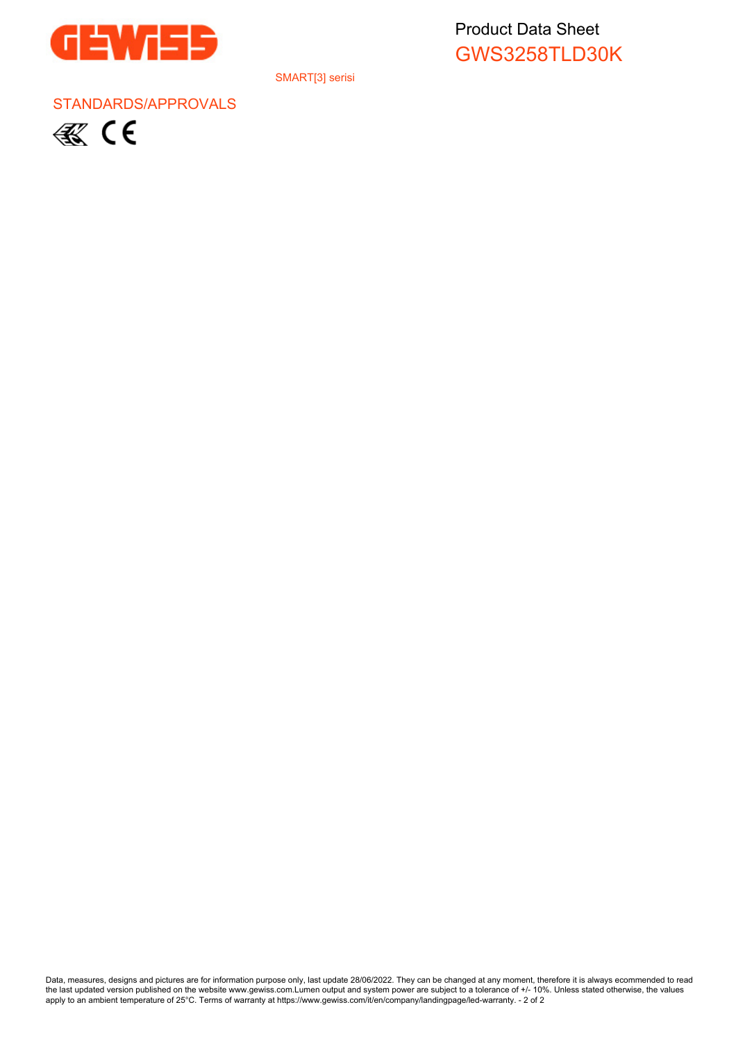# Product Data Sheet

## GWS3258TLD30K

SMART[3] serisi

### STANDARDS/APPROVALS

Data, measures, designs and pictures are for information purpose only, last update 28/06/2022. They can be changed at any moment, therefore it is always ecommended to read the last updated version published on the website www.gewiss.com.Lumen output and system power are subject to a tolerance of +/- 10%. Unless stated otherwise, the values apply to an ambient temperature of 25°C. Terms of warranty at https://www.gewiss.com/it/en/company/landingpage/led-warranty.